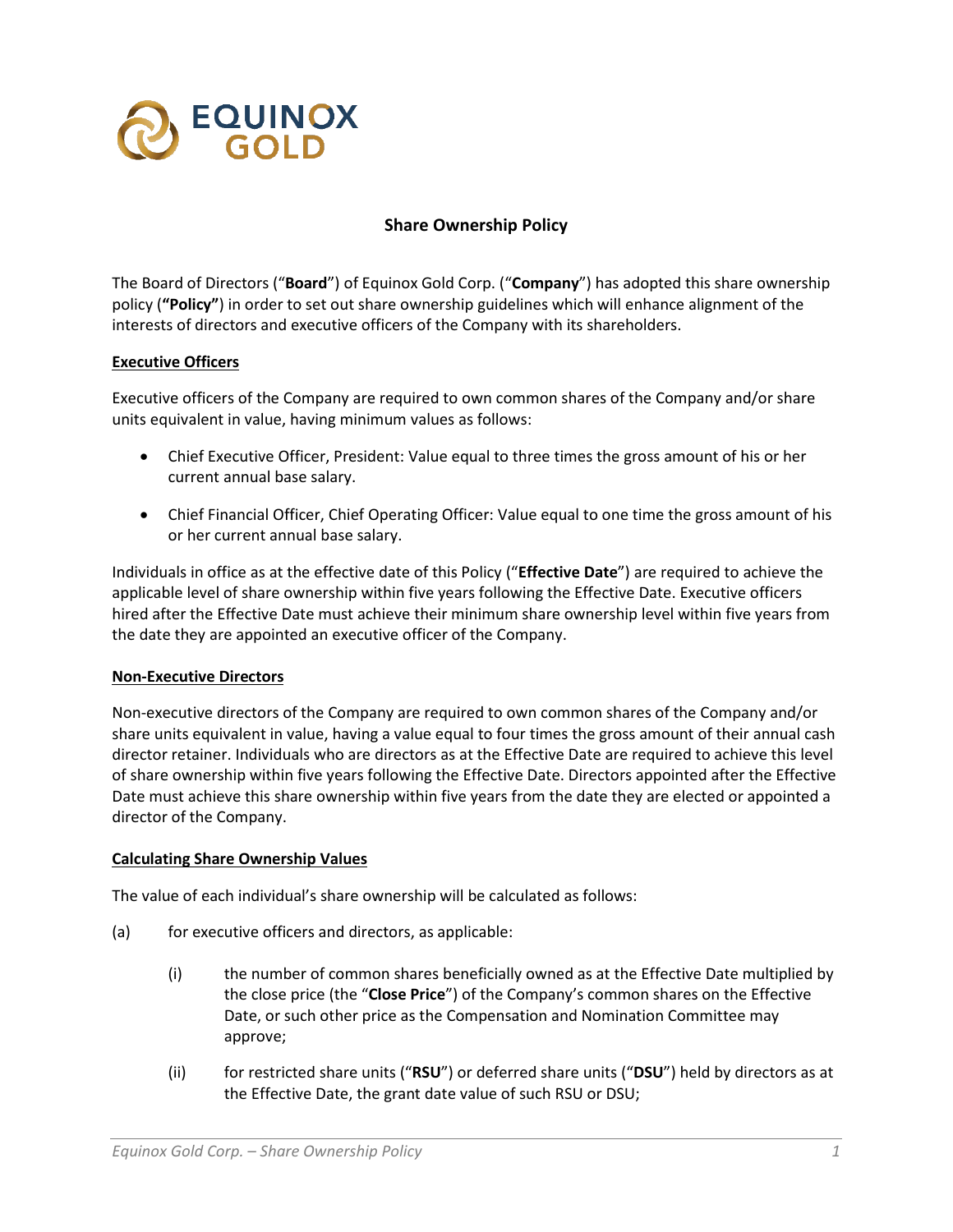# Share Ownership Policy

The Board of Directors ("**Board**") of Equinox Gold Corp. ("**Company**") has adopted this share ownership policy (**"Policy"**) in order to set out share ownership guidelines which will enhance alignment of the interests of directors and executive officers of the Company with its shareholders.

## Executive Officers

Executive officers of the Company are required to own common shares of the Company and/or share units equivalent in value, having minimum values as follows:

- Chief Executive Officer, President: Value equal to three times the gross amount of his or her current annual base salary.
- Chief Financial Officer, Chief Operating Officer: Value equal to one time the gross amount of his or her current annual base salary.

Individuals in office as at the effective date of this Policy ("**Effective Date**") are required to achieve the applicable level of share ownership within five years following the Effective Date. Executive officers hired after the Effective Date must achieve their minimum share ownership level within five years from the date they are appointed an executive officer of the Company.

## Non-Executive Directors

Non-executive directors of the Company are required to own common shares of the Company and/or share units equivalent in value, having a value equal to four times the gross amount of their annual cash director retainer. Individuals who are directors as at the Effective Date are required to achieve this level of share ownership within five years following the Effective Date. Directors appointed after the Effective Date must achieve this share ownership within five years from the date they are elected or appointed a director of the Company.

## Calculating Share Ownership Values

The value of each individual's share ownership will be calculated as follows:

(a) for executive officers and directors, as applicable:

(i) the number of common shares beneficially owned as at the Effective Date multiplied by the close price (the "**Close Price**") of the Company's common shares on the Effective Date, or such other price as the Compensation and Nomination Committee may approve;

(ii) for restricted share units ("**RSU**") or deferred share units ("**DSU**") held by directors as at the Effective Date, the grant date value of such RSU or DSU;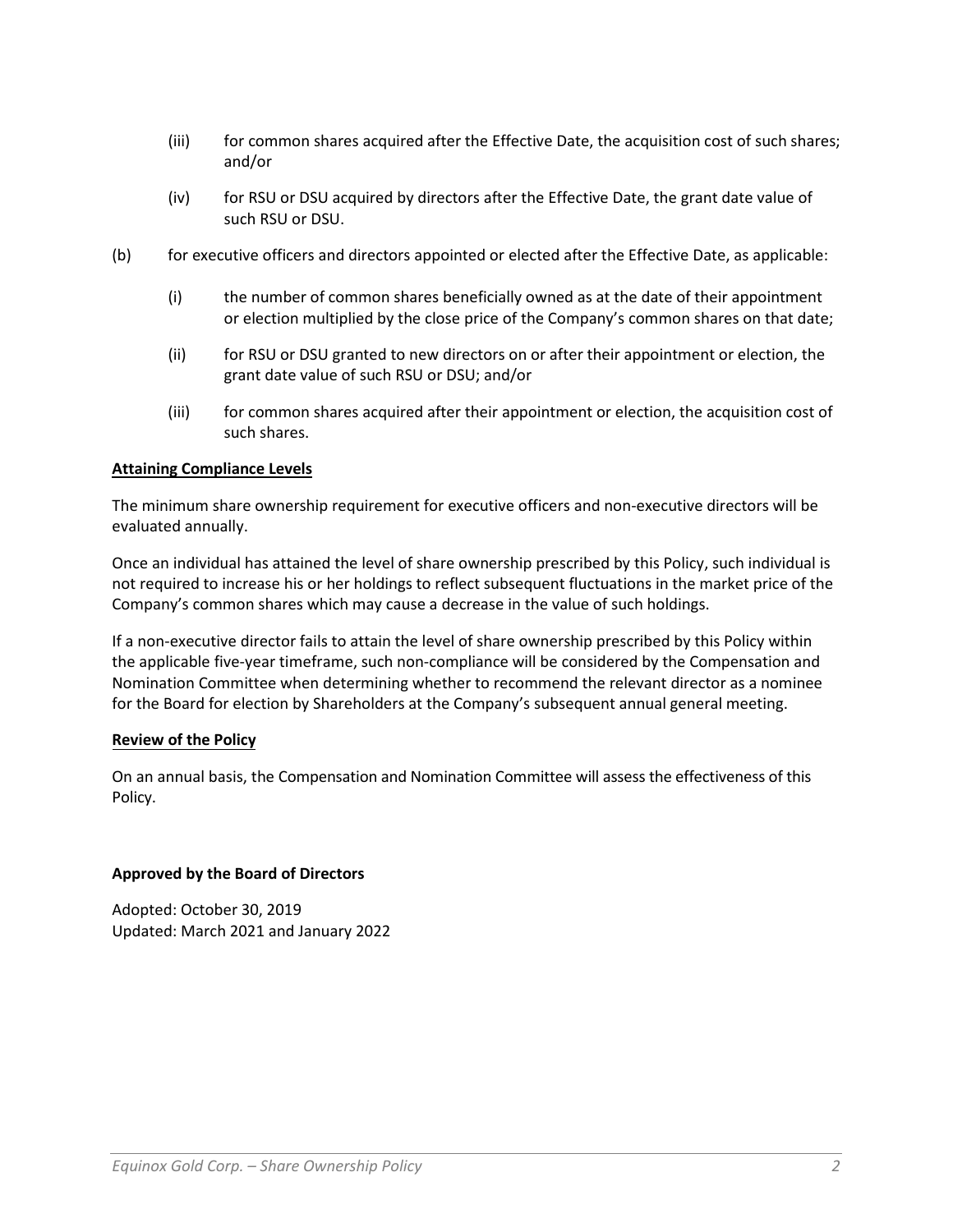(iii) for common shares acquired after the Effective Date, the acquisition cost of such shares; and/or

(iv) for RSU or DSU acquired by directors after the Effective Date, the grant date value of such RSU or DSU.

(b) for executive officers and directors appointed or elected after the Effective Date, as applicable:

(i) the number of common shares beneficially owned as at the date of their appointment or election multiplied by the close price of the Company's common shares on that date;

(ii) for RSU or DSU granted to new directors on or after their appointment or election, the grant date value of such RSU or DSU; and/or

(iii) for common shares acquired after their appointment or election, the acquisition cost of such shares.

**Attaining Compliance Levels**

The minimum share ownership requirement for executive officers and non-executive directors will be evaluated annually.

Once an individual has attained the level of share ownership prescribed by this Policy, such individual is not required to increase his or her holdings to reflect subsequent fluctuations in the market price of the Company's common shares which may cause a decrease in the value of such holdings.

If a non-executive director fails to attain the level of share ownership prescribed by this Policy within the applicable five-year timeframe, such non-compliance will be considered by the Compensation and Nomination Committee when determining whether to recommend the relevant director as a nominee for the Board for election by Shareholders at the Company's subsequent annual general meeting.

**Review of the Policy**

On an annual basis, the Compensation and Nomination Committee will assess the effectiveness of this Policy.

**Approved by the Board of Directors**

Adopted: October 30, 2019
Updated: March 2021 and January 2022